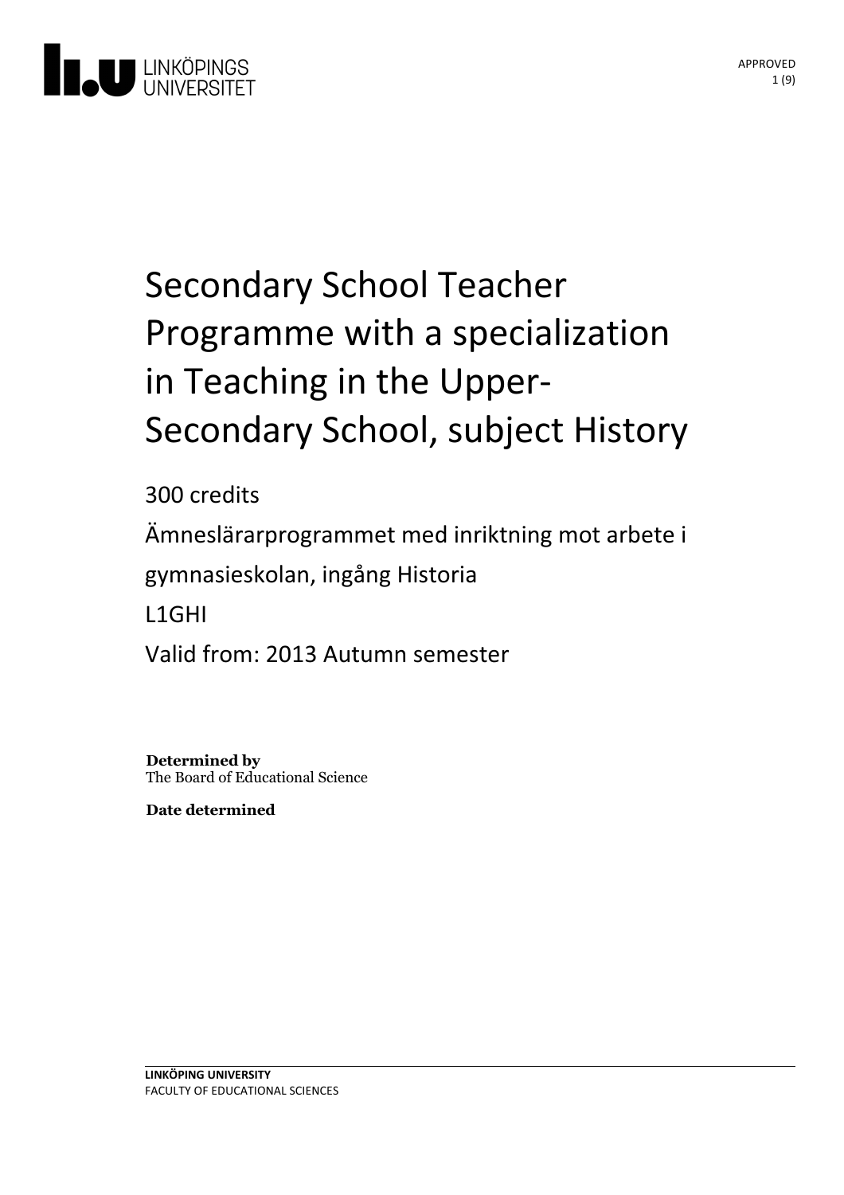# Secondary School Teacher Programme with a specialization in Teaching in the Upper-Secondary School, subject History

300 credits

Ämneslärarprogrammet med inriktning mot arbete i gymnasieskolan, ingång Historia

L1GHI

Valid from: 2013 Autumn semester

**Determined by**
The Board of Educational Science

**Date determined**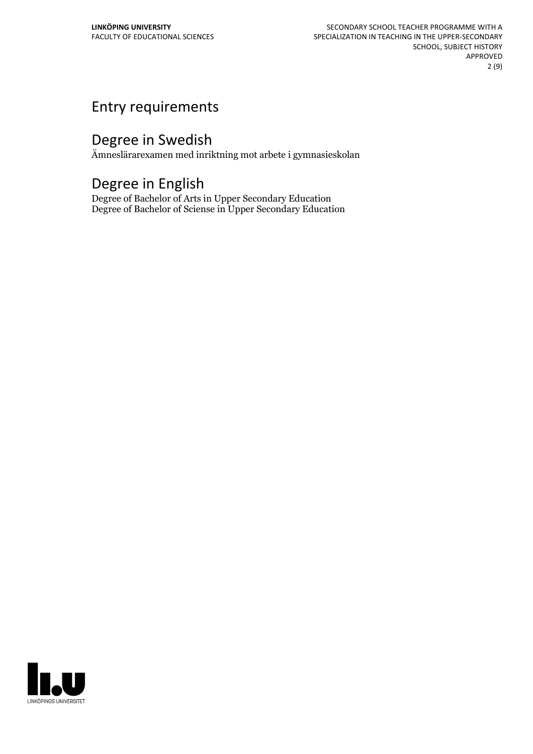# Entry requirements

# Degree in Swedish

Ämneslärarexamen med inriktning mot arbete i gymnasieskolan

# Degree in English

Degree of Bachelor of Arts in Upper Secondary Education
Degree of Bachelor of Sciense in Upper Secondary Education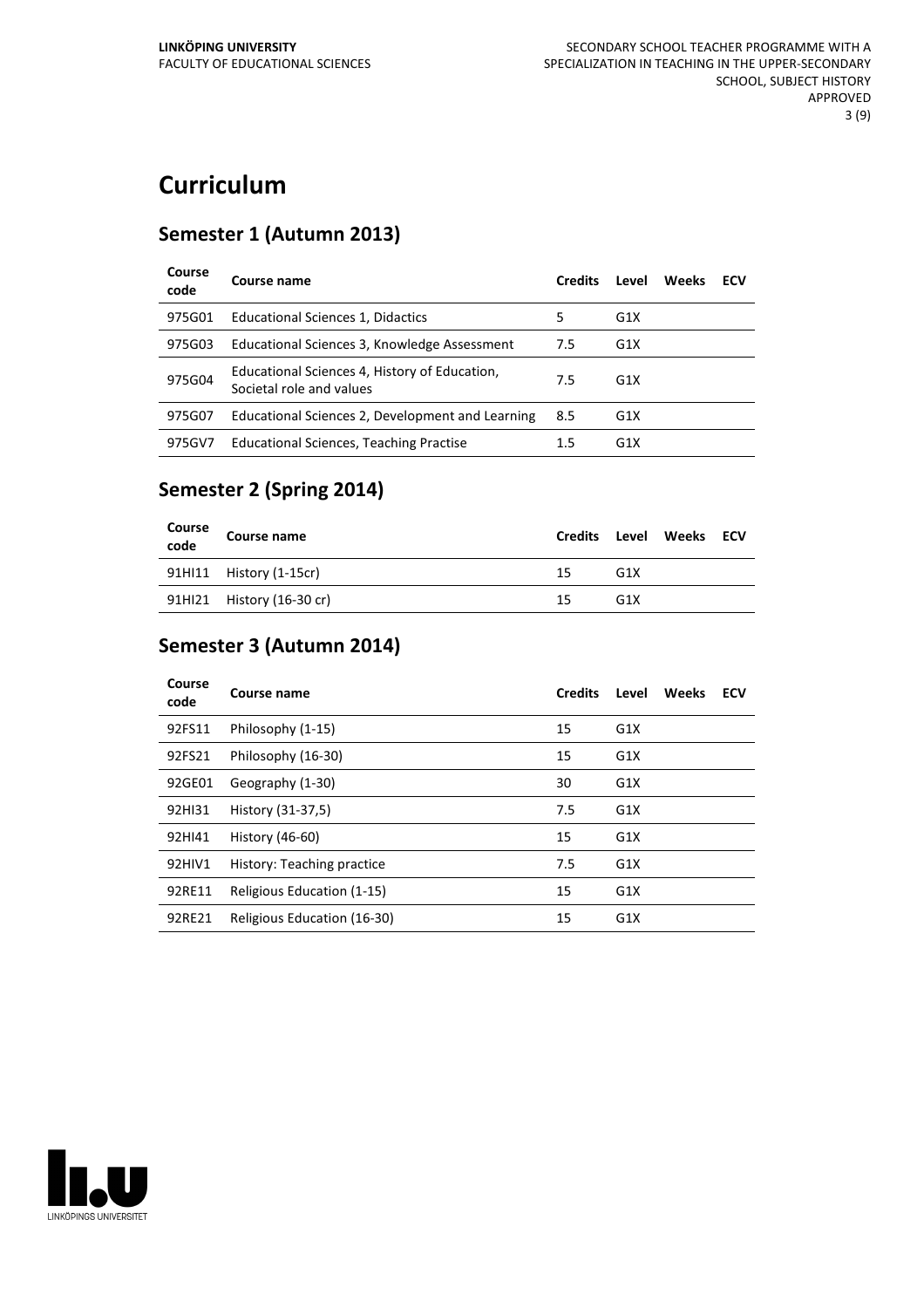# Curriculum

## Semester 1 (Autumn 2013)

| Course code | Course name | Credits | Level | Weeks | ECV |
|---|---|---|---|---|---|
| 975G01 | Educational Sciences 1, Didactics | 5 | G1X | | |
| 975G03 | Educational Sciences 3, Knowledge Assessment | 7.5 | G1X | | |
| 975G04 | Educational Sciences 4, History of Education, Societal role and values | 7.5 | G1X | | |
| 975G07 | Educational Sciences 2, Development and Learning | 8.5 | G1X | | |
| 975GV7 | Educational Sciences, Teaching Practise | 1.5 | G1X | | |

## Semester 2 (Spring 2014)

| Course code | Course name | Credits | Level | Weeks | ECV |
|---|---|---|---|---|---|
| 91HI11 | History (1-15cr) | 15 | G1X | | |
| 91HI21 | History (16-30 cr) | 15 | G1X | | |

## Semester 3 (Autumn 2014)

| Course code | Course name | Credits | Level | Weeks | ECV |
|---|---|---|---|---|---|
| 92FS11 | Philosophy (1-15) | 15 | G1X | | |
| 92FS21 | Philosophy (16-30) | 15 | G1X | | |
| 92GE01 | Geography (1-30) | 30 | G1X | | |
| 92HI31 | History (31-37,5) | 7.5 | G1X | | |
| 92HI41 | History (46-60) | 15 | G1X | | |
| 92HIV1 | History: Teaching practice | 7.5 | G1X | | |
| 92RE11 | Religious Education (1-15) | 15 | G1X | | |
| 92RE21 | Religious Education (16-30) | 15 | G1X | | |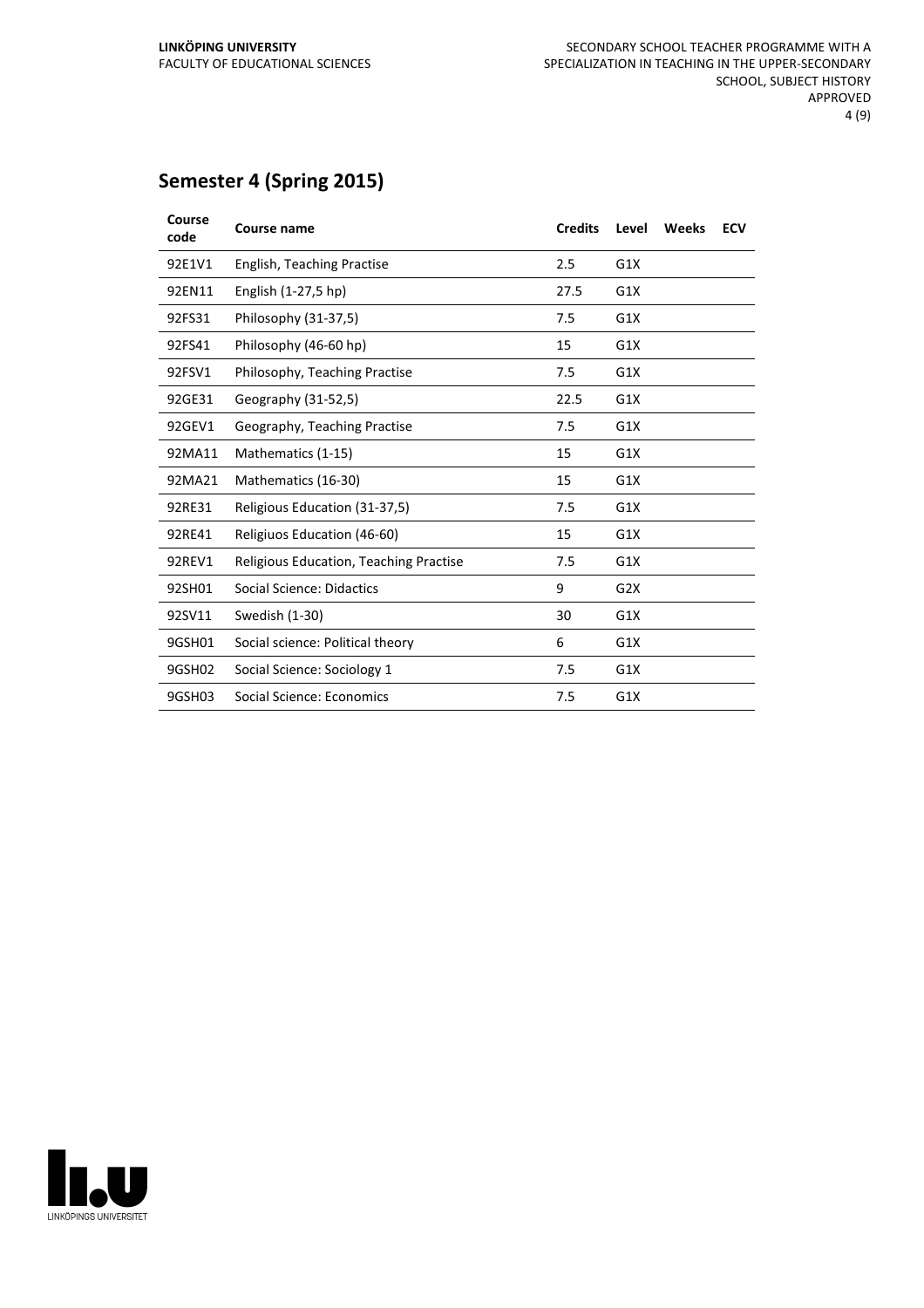## Semester 4 (Spring 2015)

| Course code | Course name | Credits | Level | Weeks | ECV |
|---|---|---|---|---|---|
| 92E1V1 | English, Teaching Practise | 2.5 | G1X | | |
| 92EN11 | English (1-27,5 hp) | 27.5 | G1X | | |
| 92FS31 | Philosophy (31-37,5) | 7.5 | G1X | | |
| 92FS41 | Philosophy (46-60 hp) | 15 | G1X | | |
| 92FSV1 | Philosophy, Teaching Practise | 7.5 | G1X | | |
| 92GE31 | Geography (31-52,5) | 22.5 | G1X | | |
| 92GEV1 | Geography, Teaching Practise | 7.5 | G1X | | |
| 92MA11 | Mathematics (1-15) | 15 | G1X | | |
| 92MA21 | Mathematics (16-30) | 15 | G1X | | |
| 92RE31 | Religious Education (31-37,5) | 7.5 | G1X | | |
| 92RE41 | Religiuos Education (46-60) | 15 | G1X | | |
| 92REV1 | Religious Education, Teaching Practise | 7.5 | G1X | | |
| 92SH01 | Social Science: Didactics | 9 | G2X | | |
| 92SV11 | Swedish (1-30) | 30 | G1X | | |
| 9GSH01 | Social science: Political theory | 6 | G1X | | |
| 9GSH02 | Social Science: Sociology 1 | 7.5 | G1X | | |
| 9GSH03 | Social Science: Economics | 7.5 | G1X | | |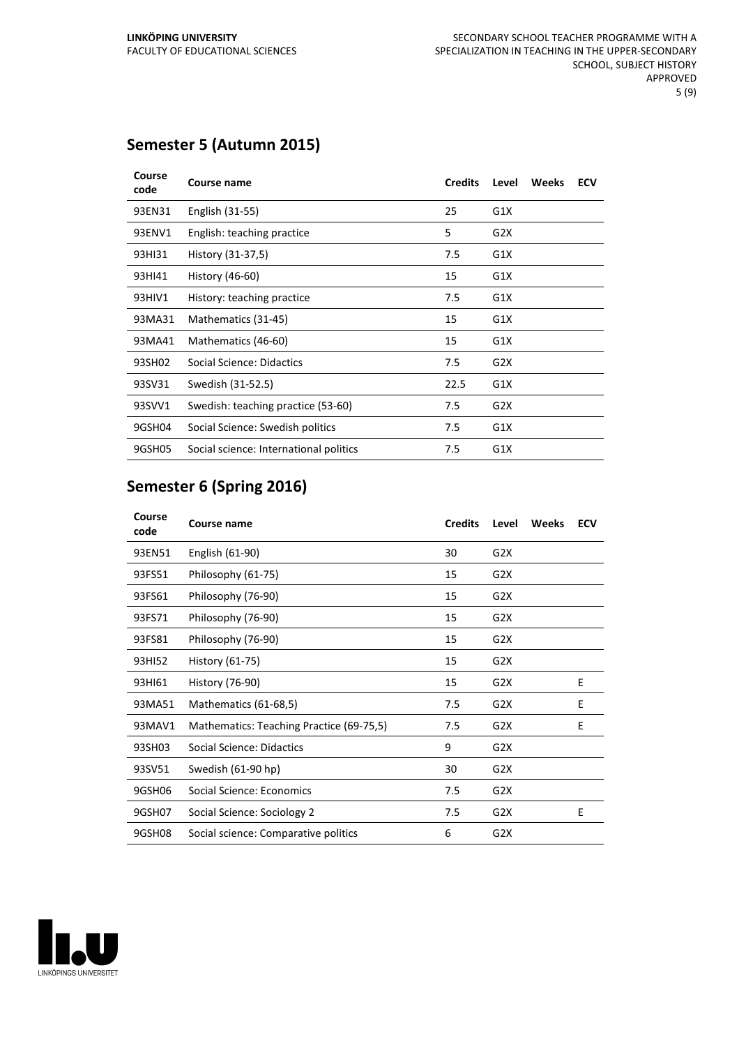## Semester 5 (Autumn 2015)

| Course code | Course name | Credits | Level | Weeks | ECV |
|---|---|---|---|---|---|
| 93EN31 | English (31-55) | 25 | G1X | | |
| 93ENV1 | English: teaching practice | 5 | G2X | | |
| 93HI31 | History (31-37,5) | 7.5 | G1X | | |
| 93HI41 | History (46-60) | 15 | G1X | | |
| 93HIV1 | History: teaching practice | 7.5 | G1X | | |
| 93MA31 | Mathematics (31-45) | 15 | G1X | | |
| 93MA41 | Mathematics (46-60) | 15 | G1X | | |
| 93SH02 | Social Science: Didactics | 7.5 | G2X | | |
| 93SV31 | Swedish (31-52.5) | 22.5 | G1X | | |
| 93SVV1 | Swedish: teaching practice (53-60) | 7.5 | G2X | | |
| 9GSH04 | Social Science: Swedish politics | 7.5 | G1X | | |
| 9GSH05 | Social science: International politics | 7.5 | G1X | | |

## Semester 6 (Spring 2016)

| Course code | Course name | Credits | Level | Weeks | ECV |
|---|---|---|---|---|---|
| 93EN51 | English (61-90) | 30 | G2X | | |
| 93FS51 | Philosophy (61-75) | 15 | G2X | | |
| 93FS61 | Philosophy (76-90) | 15 | G2X | | |
| 93FS71 | Philosophy (76-90) | 15 | G2X | | |
| 93FS81 | Philosophy (76-90) | 15 | G2X | | |
| 93HI52 | History (61-75) | 15 | G2X | | |
| 93HI61 | History (76-90) | 15 | G2X | | E |
| 93MA51 | Mathematics (61-68,5) | 7.5 | G2X | | E |
| 93MAV1 | Mathematics: Teaching Practice (69-75,5) | 7.5 | G2X | | E |
| 93SH03 | Social Science: Didactics | 9 | G2X | | |
| 93SV51 | Swedish (61-90 hp) | 30 | G2X | | |
| 9GSH06 | Social Science: Economics | 7.5 | G2X | | |
| 9GSH07 | Social Science: Sociology 2 | 7.5 | G2X | | E |
| 9GSH08 | Social science: Comparative politics | 6 | G2X | | |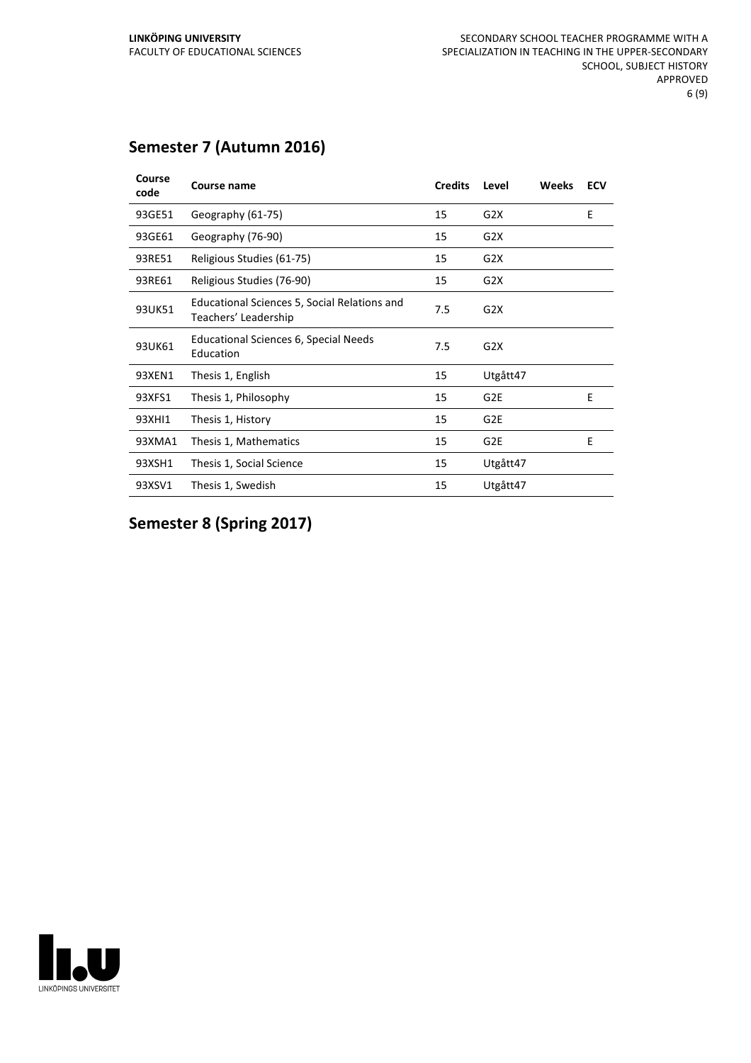## Semester 7 (Autumn 2016)

| Course code | Course name | Credits | Level | Weeks | ECV |
|---|---|---|---|---|---|
| 93GE51 | Geography (61-75) | 15 | G2X | | E |
| 93GE61 | Geography (76-90) | 15 | G2X | | |
| 93RE51 | Religious Studies (61-75) | 15 | G2X | | |
| 93RE61 | Religious Studies (76-90) | 15 | G2X | | |
| 93UK51 | Educational Sciences 5, Social Relations and Teachers' Leadership | 7.5 | G2X | | |
| 93UK61 | Educational Sciences 6, Special Needs Education | 7.5 | G2X | | |
| 93XEN1 | Thesis 1, English | 15 | Utgått47 | | |
| 93XFS1 | Thesis 1, Philosophy | 15 | G2E | | E |
| 93XHI1 | Thesis 1, History | 15 | G2E | | |
| 93XMA1 | Thesis 1, Mathematics | 15 | G2E | | E |
| 93XSH1 | Thesis 1, Social Science | 15 | Utgått47 | | |
| 93XSV1 | Thesis 1, Swedish | 15 | Utgått47 | | |

## Semester 8 (Spring 2017)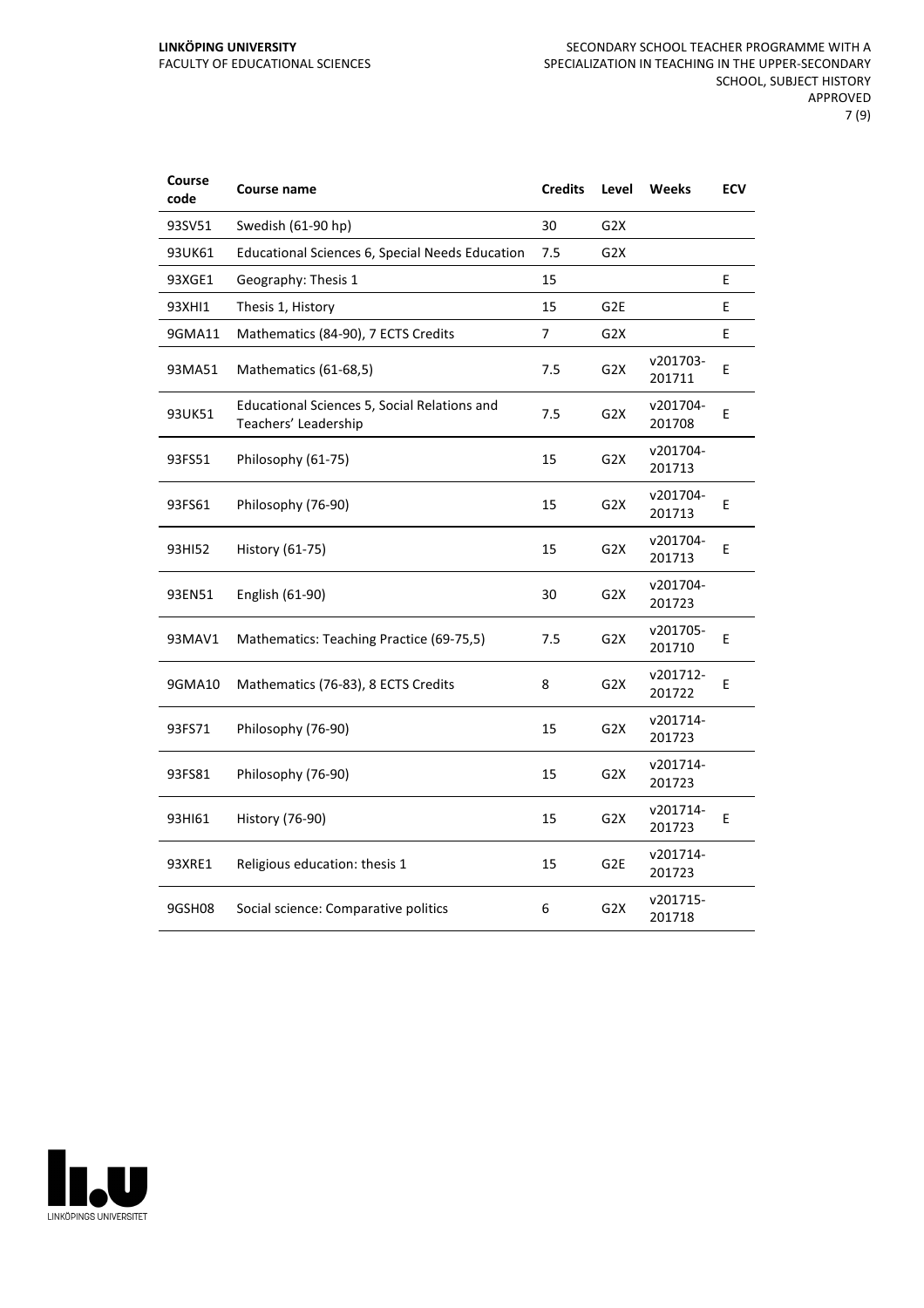| Course code | Course name | Credits | Level | Weeks | ECV |
|---|---|---|---|---|---|
| 93SV51 | Swedish (61-90 hp) | 30 | G2X | | |
| 93UK61 | Educational Sciences 6, Special Needs Education | 7.5 | G2X | | |
| 93XGE1 | Geography: Thesis 1 | 15 | | | E |
| 93XHI1 | Thesis 1, History | 15 | G2E | | E |
| 9GMA11 | Mathematics (84-90), 7 ECTS Credits | 7 | G2X | | E |
| 93MA51 | Mathematics (61-68,5) | 7.5 | G2X | v201703-201711 | E |
| 93UK51 | Educational Sciences 5, Social Relations and Teachers' Leadership | 7.5 | G2X | v201704-201708 | E |
| 93FS51 | Philosophy (61-75) | 15 | G2X | v201704-201713 | |
| 93FS61 | Philosophy (76-90) | 15 | G2X | v201704-201713 | E |
| 93HI52 | History (61-75) | 15 | G2X | v201704-201713 | E |
| 93EN51 | English (61-90) | 30 | G2X | v201704-201723 | |
| 93MAV1 | Mathematics: Teaching Practice (69-75,5) | 7.5 | G2X | v201705-201710 | E |
| 9GMA10 | Mathematics (76-83), 8 ECTS Credits | 8 | G2X | v201712-201722 | E |
| 93FS71 | Philosophy (76-90) | 15 | G2X | v201714-201723 | |
| 93FS81 | Philosophy (76-90) | 15 | G2X | v201714-201723 | |
| 93HI61 | History (76-90) | 15 | G2X | v201714-201723 | E |
| 93XRE1 | Religious education: thesis 1 | 15 | G2E | v201714-201723 | |
| 9GSH08 | Social science: Comparative politics | 6 | G2X | v201715-201718 | |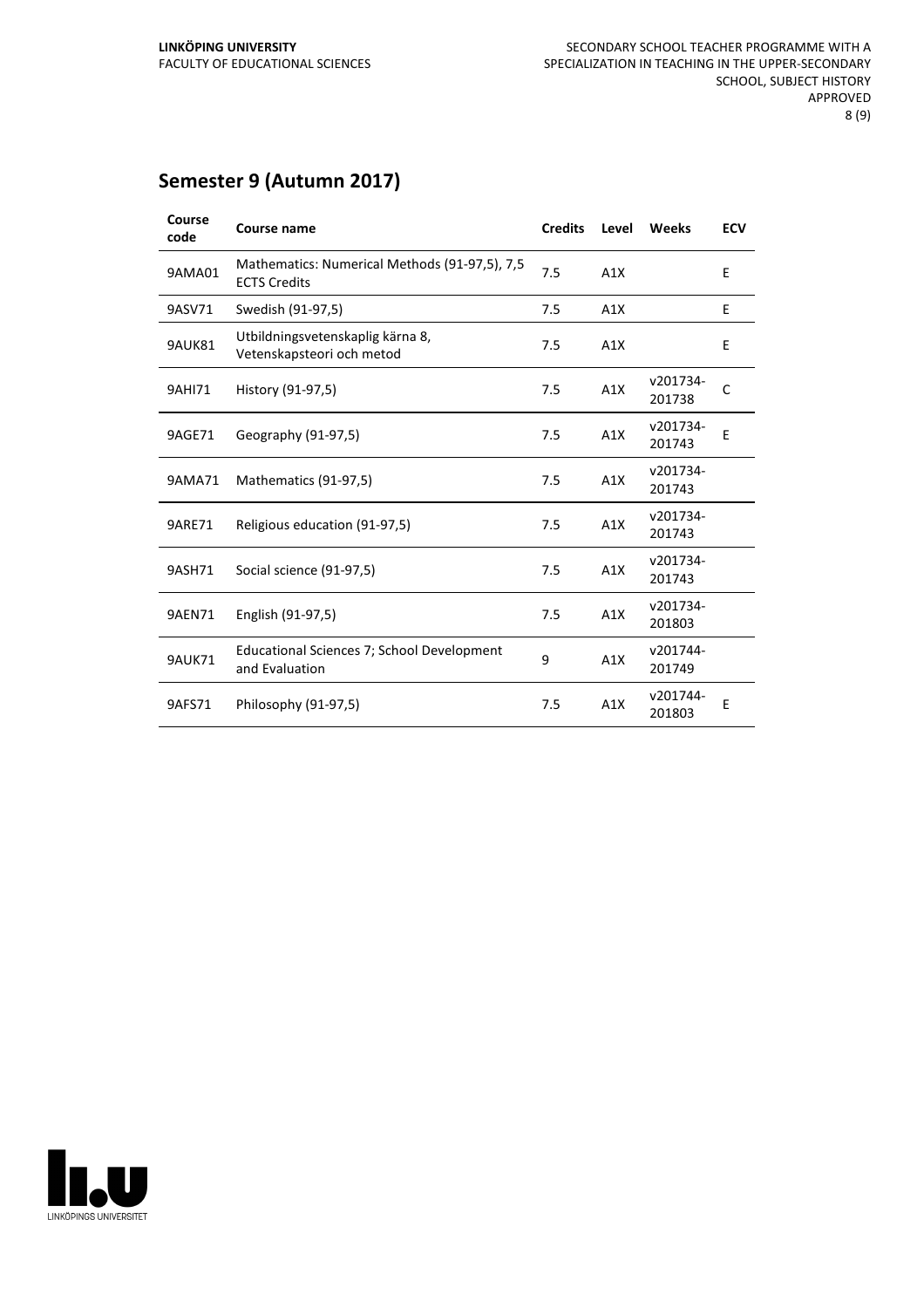## Semester 9 (Autumn 2017)

| Course code | Course name | Credits | Level | Weeks | ECV |
|---|---|---|---|---|---|
| 9AMA01 | Mathematics: Numerical Methods (91-97,5), 7,5 ECTS Credits | 7.5 | A1X | | E |
| 9ASV71 | Swedish (91-97,5) | 7.5 | A1X | | E |
| 9AUK81 | Utbildningsvetenskaplig kärna 8, Vetenskapsteori och metod | 7.5 | A1X | | E |
| 9AHI71 | History (91-97,5) | 7.5 | A1X | v201734-201738 | C |
| 9AGE71 | Geography (91-97,5) | 7.5 | A1X | v201734-201743 | E |
| 9AMA71 | Mathematics (91-97,5) | 7.5 | A1X | v201734-201743 | |
| 9ARE71 | Religious education (91-97,5) | 7.5 | A1X | v201734-201743 | |
| 9ASH71 | Social science (91-97,5) | 7.5 | A1X | v201734-201743 | |
| 9AEN71 | English (91-97,5) | 7.5 | A1X | v201734-201803 | |
| 9AUK71 | Educational Sciences 7; School Development and Evaluation | 9 | A1X | v201744-201749 | |
| 9AFS71 | Philosophy (91-97,5) | 7.5 | A1X | v201744-201803 | E |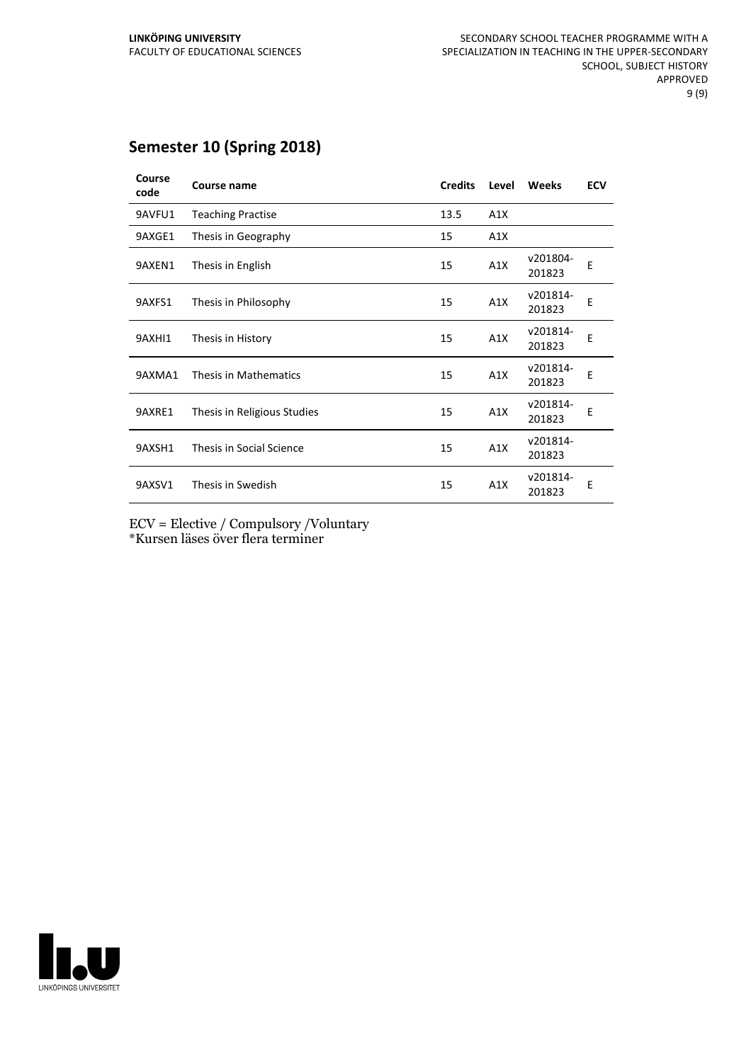## Semester 10 (Spring 2018)

| Course code | Course name | Credits | Level | Weeks | ECV |
|---|---|---|---|---|---|
| 9AVFU1 | Teaching Practise | 13.5 | A1X | | |
| 9AXGE1 | Thesis in Geography | 15 | A1X | | |
| 9AXEN1 | Thesis in English | 15 | A1X | v201804-201823 | E |
| 9AXFS1 | Thesis in Philosophy | 15 | A1X | v201814-201823 | E |
| 9AXHI1 | Thesis in History | 15 | A1X | v201814-201823 | E |
| 9AXMA1 | Thesis in Mathematics | 15 | A1X | v201814-201823 | E |
| 9AXRE1 | Thesis in Religious Studies | 15 | A1X | v201814-201823 | E |
| 9AXSH1 | Thesis in Social Science | 15 | A1X | v201814-201823 | |
| 9AXSV1 | Thesis in Swedish | 15 | A1X | v201814-201823 | E |

ECV = Elective / Compulsory /Voluntary
*Kursen läses över flera terminer